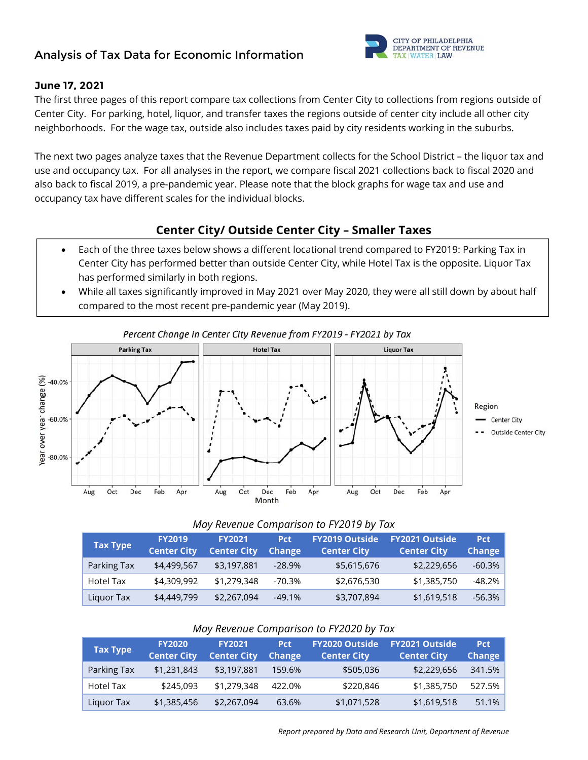## Analysis of Tax Data for Economic Information

CITY OF PHILADELPHIA
DEPARTMENT OF REVENUE
TAX | WATER | LAW

### June 17, 2021

The first three pages of this report compare tax collections from Center City to collections from regions outside of Center City. For parking, hotel, liquor, and transfer taxes the regions outside of center city include all other city neighborhoods. For the wage tax, outside also includes taxes paid by city residents working in the suburbs.

The next two pages analyze taxes that the Revenue Department collects for the School District – the liquor tax and use and occupancy tax. For all analyses in the report, we compare fiscal 2021 collections back to fiscal 2020 and also back to fiscal 2019, a pre-pandemic year. Please note that the block graphs for wage tax and use and occupancy tax have different scales for the individual blocks.

## Center City/ Outside Center City – Smaller Taxes

- Each of the three taxes below shows a different locational trend compared to FY2019: Parking Tax in Center City has performed better than outside Center City, while Hotel Tax is the opposite. Liquor Tax has performed similarly in both regions.
- While all taxes significantly improved in May 2021 over May 2020, they were all still down by about half compared to the most recent pre-pandemic year (May 2019).

*Percent Change in Center City Revenue from FY2019 - FY2021 by Tax*

*May Revenue Comparison to FY2019 by Tax*

| Tax Type | FY2019 Center City | FY2021 Center City | Pct Change | FY2019 Outside Center City | FY2021 Outside Center City | Pct Change |
|---|---|---|---|---|---|---|
| Parking Tax | $4,499,567 | $3,197,881 | -28.9% | $5,615,676 | $2,229,656 | -60.3% |
| Hotel Tax | $4,309,992 | $1,279,348 | -70.3% | $2,676,530 | $1,385,750 | -48.2% |
| Liquor Tax | $4,449,799 | $2,267,094 | -49.1% | $3,707,894 | $1,619,518 | -56.3% |

*May Revenue Comparison to FY2020 by Tax*

| Tax Type | FY2020 Center City | FY2021 Center City | Pct Change | FY2020 Outside Center City | FY2021 Outside Center City | Pct Change |
|---|---|---|---|---|---|---|
| Parking Tax | $1,231,843 | $3,197,881 | 159.6% | $505,036 | $2,229,656 | 341.5% |
| Hotel Tax | $245,093 | $1,279,348 | 422.0% | $220,846 | $1,385,750 | 527.5% |
| Liquor Tax | $1,385,456 | $2,267,094 | 63.6% | $1,071,528 | $1,619,518 | 51.1% |

*Report prepared by Data and Research Unit, Department of Revenue*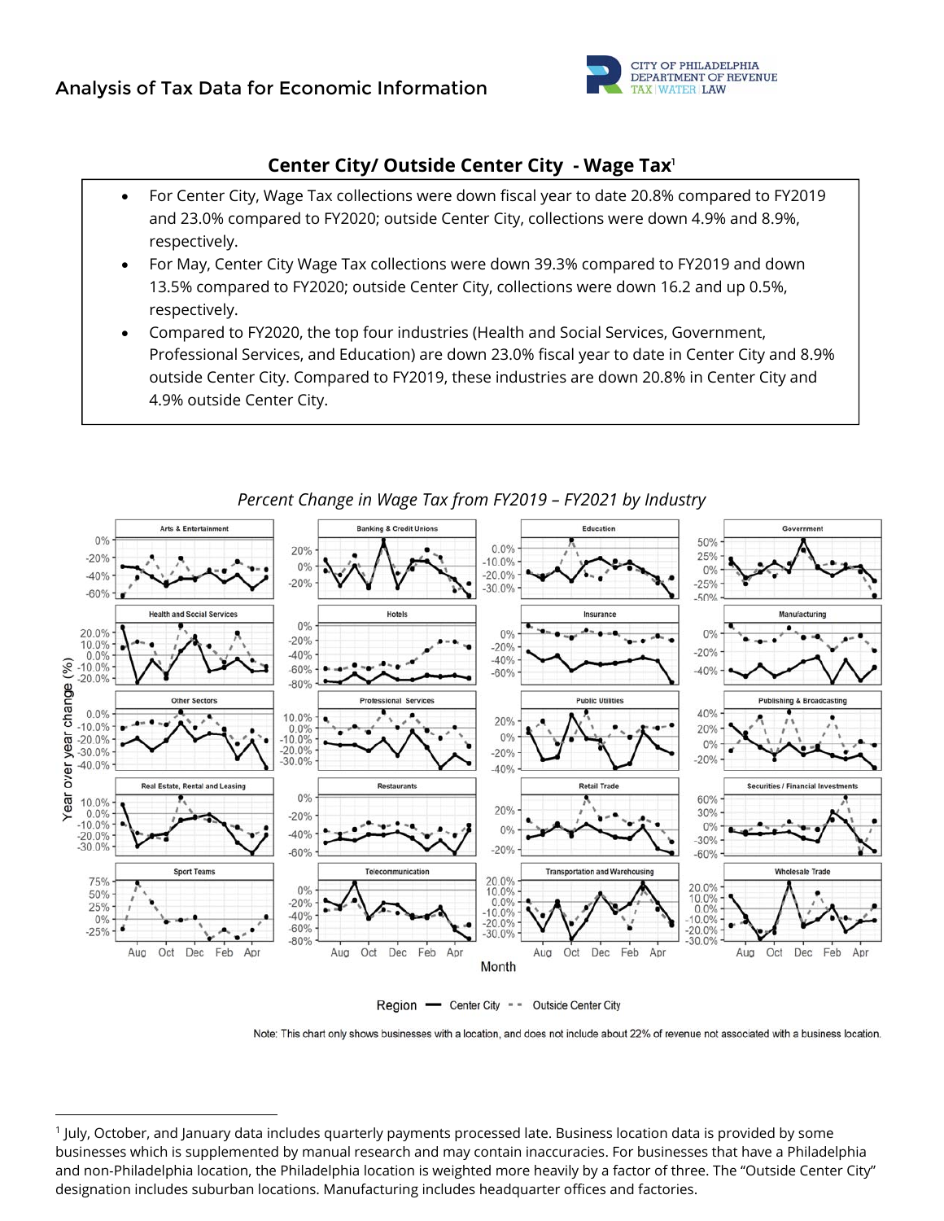## Center City/ Outside Center City - Wage Tax[1]

- For Center City, Wage Tax collections were down fiscal year to date 20.8% compared to FY2019 and 23.0% compared to FY2020; outside Center City, collections were down 4.9% and 8.9%, respectively.
- For May, Center City Wage Tax collections were down 39.3% compared to FY2019 and down 13.5% compared to FY2020; outside Center City, collections were down 16.2 and up 0.5%, respectively.
- Compared to FY2020, the top four industries (Health and Social Services, Government, Professional Services, and Education) are down 23.0% fiscal year to date in Center City and 8.9% outside Center City. Compared to FY2019, these industries are down 20.8% in Center City and 4.9% outside Center City.

*Percent Change in Wage Tax from FY2019 – FY2021 by Industry*

Note: This chart only shows businesses with a location, and does not include about 22% of revenue not associated with a business location.

[1] July, October, and January data includes quarterly payments processed late. Business location data is provided by some businesses which is supplemented by manual research and may contain inaccuracies. For businesses that have a Philadelphia and non-Philadelphia location, the Philadelphia location is weighted more heavily by a factor of three. The "Outside Center City" designation includes suburban locations. Manufacturing includes headquarter offices and factories.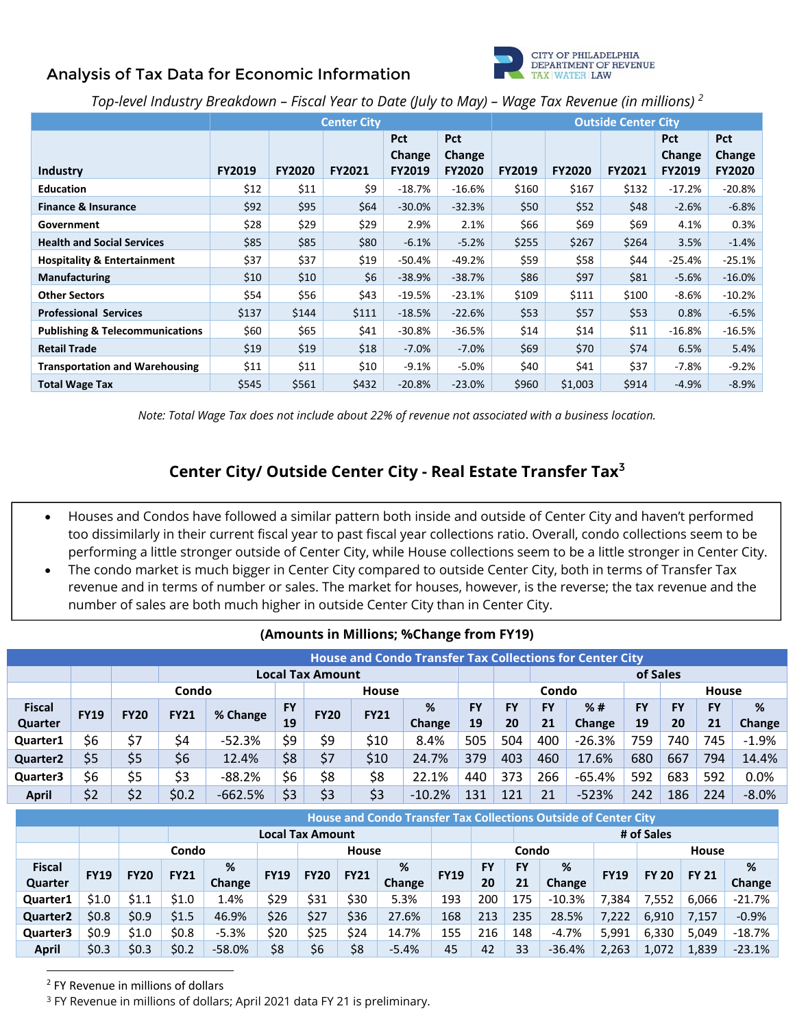## Analysis of Tax Data for Economic Information

CITY OF PHILADELPHIA DEPARTMENT OF REVENUE TAX | WATER | LAW

*Top-level Industry Breakdown – Fiscal Year to Date (July to May) – Wage Tax Revenue (in millions)* [2]

| | Center City | | | | | Outside Center City | | | | |
|---|---|---|---|---|---|---|---|---|---|---|
| Industry | FY2019 | FY2020 | FY2021 | Pct Change FY2019 | Pct Change FY2020 | FY2019 | FY2020 | FY2021 | Pct Change FY2019 | Pct Change FY2020 |
| Education | $12 | $11 | $9 | -18.7% | -16.6% | $160 | $167 | $132 | -17.2% | -20.8% |
| Finance & Insurance | $92 | $95 | $64 | -30.0% | -32.3% | $50 | $52 | $48 | -2.6% | -6.8% |
| Government | $28 | $29 | $29 | 2.9% | 2.1% | $66 | $69 | $69 | 4.1% | 0.3% |
| Health and Social Services | $85 | $85 | $80 | -6.1% | -5.2% | $255 | $267 | $264 | 3.5% | -1.4% |
| Hospitality & Entertainment | $37 | $37 | $19 | -50.4% | -49.2% | $59 | $58 | $44 | -25.4% | -25.1% |
| Manufacturing | $10 | $10 | $6 | -38.9% | -38.7% | $86 | $97 | $81 | -5.6% | -16.0% |
| Other Sectors | $54 | $56 | $43 | -19.5% | -23.1% | $109 | $111 | $100 | -8.6% | -10.2% |
| Professional Services | $137 | $144 | $111 | -18.5% | -22.6% | $53 | $57 | $53 | 0.8% | -6.5% |
| Publishing & Telecommunications | $60 | $65 | $41 | -30.8% | -36.5% | $14 | $14 | $11 | -16.8% | -16.5% |
| Retail Trade | $19 | $19 | $18 | -7.0% | -7.0% | $69 | $70 | $74 | 6.5% | 5.4% |
| Transportation and Warehousing | $11 | $11 | $10 | -9.1% | -5.0% | $40 | $41 | $37 | -7.8% | -9.2% |
| Total Wage Tax | $545 | $561 | $432 | -20.8% | -23.0% | $960 | $1,003 | $914 | -4.9% | -8.9% |

*Note: Total Wage Tax does not include about 22% of revenue not associated with a business location.*

## Center City/ Outside Center City - Real Estate Transfer Tax[3]

- Houses and Condos have followed a similar pattern both inside and outside of Center City and haven't performed too dissimilarly in their current fiscal year to past fiscal year collections ratio. Overall, condo collections seem to be performing a little stronger outside of Center City, while House collections seem to be a little stronger in Center City.
- The condo market is much bigger in Center City compared to outside Center City, both in terms of Transfer Tax revenue and in terms of number or sales. The market for houses, however, is the reverse; the tax revenue and the number of sales are both much higher in outside Center City than in Center City.

**(Amounts in Millions; %Change from FY19)**

**House and Condo Transfer Tax Collections for Center City**

| | Local Tax Amount | | | | | | | | of Sales | | | | | | | |
|---|---|---|---|---|---|---|---|---|---|---|---|---|---|---|---|---|
| | Condo | | | | House | | | | Condo | | | | House | | | |
| Fiscal Quarter | FY19 | FY20 | FY21 | % Change | FY 19 | FY20 | FY21 | % Change | FY 19 | FY 20 | FY 21 | % # Change | FY 19 | FY 20 | FY 21 | % Change |
| Quarter1 | $6 | $7 | $4 | -52.3% | $9 | $9 | $10 | 8.4% | 505 | 504 | 400 | -26.3% | 759 | 740 | 745 | -1.9% |
| Quarter2 | $5 | $5 | $6 | 12.4% | $8 | $7 | $10 | 24.7% | 379 | 403 | 460 | 17.6% | 680 | 667 | 794 | 14.4% |
| Quarter3 | $6 | $5 | $3 | -88.2% | $6 | $8 | $8 | 22.1% | 440 | 373 | 266 | -65.4% | 592 | 683 | 592 | 0.0% |
| April | $2 | $2 | $0.2 | -662.5% | $3 | $3 | $3 | -10.2% | 131 | 121 | 21 | -523% | 242 | 186 | 224 | -8.0% |

**House and Condo Transfer Tax Collections Outside of Center City**

| | Local Tax Amount | | | | | | | | # of Sales | | | | | | | |
|---|---|---|---|---|---|---|---|---|---|---|---|---|---|---|---|---|
| | Condo | | | | House | | | | Condo | | | | House | | | |
| Fiscal Quarter | FY19 | FY20 | FY21 | % Change | FY19 | FY20 | FY21 | % Change | FY19 | FY 20 | FY 21 | % Change | FY19 | FY 20 | FY 21 | % Change |
| Quarter1 | $1.0 | $1.1 | $1.0 | 1.4% | $29 | $31 | $30 | 5.3% | 193 | 200 | 175 | -10.3% | 7,384 | 7,552 | 6,066 | -21.7% |
| Quarter2 | $0.8 | $0.9 | $1.5 | 46.9% | $26 | $27 | $36 | 27.6% | 168 | 213 | 235 | 28.5% | 7,222 | 6,910 | 7,157 | -0.9% |
| Quarter3 | $0.9 | $1.0 | $0.8 | -5.3% | $20 | $25 | $24 | 14.7% | 155 | 216 | 148 | -4.7% | 5,991 | 6,330 | 5,049 | -18.7% |
| April | $0.3 | $0.3 | $0.2 | -58.0% | $8 | $6 | $8 | -5.4% | 45 | 42 | 33 | -36.4% | 2,263 | 1,072 | 1,839 | -23.1% |

---

[2] FY Revenue in millions of dollars

[3] FY Revenue in millions of dollars; April 2021 data FY 21 is preliminary.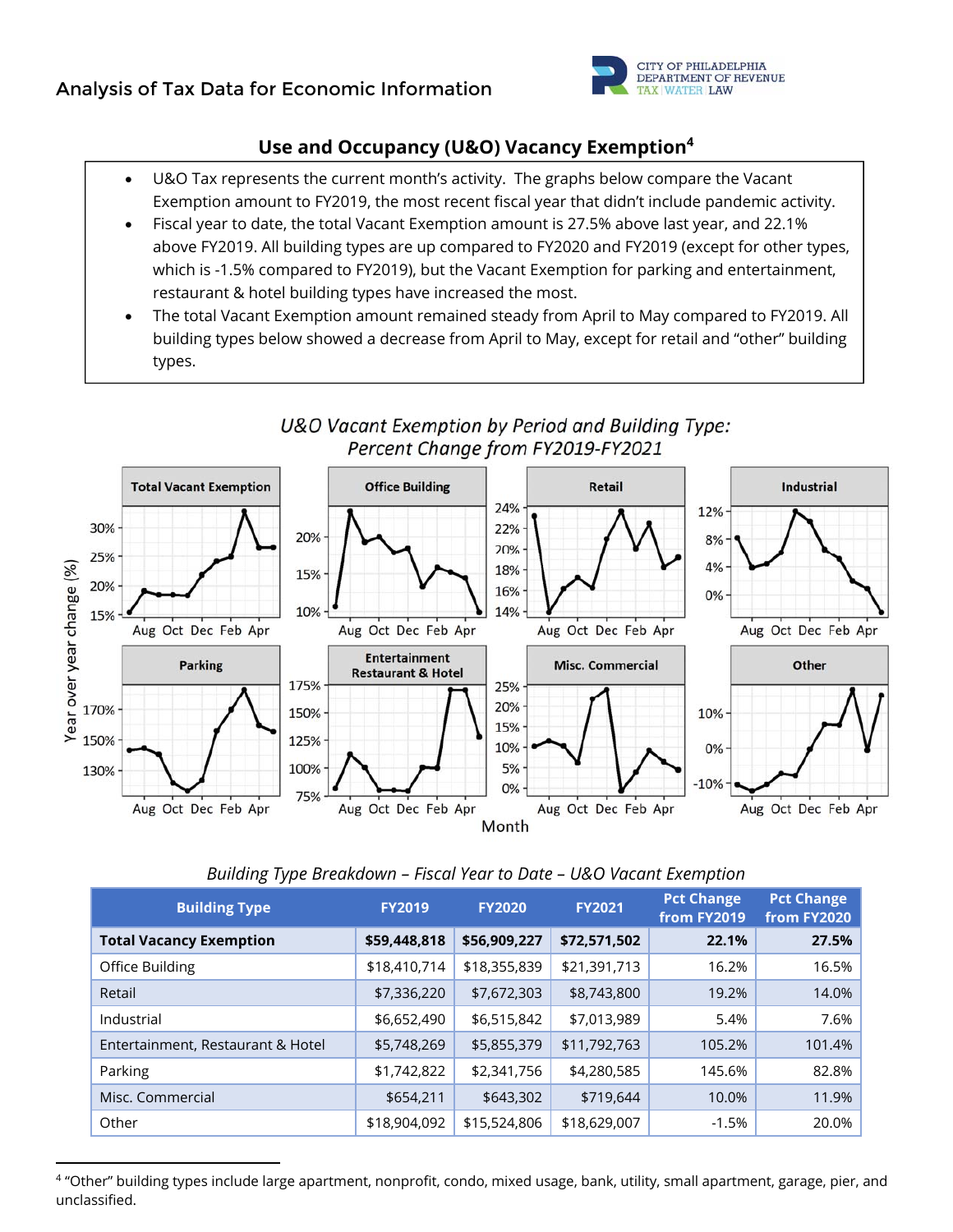## Use and Occupancy (U&O) Vacancy Exemption[4]

- U&O Tax represents the current month's activity. The graphs below compare the Vacant Exemption amount to FY2019, the most recent fiscal year that didn't include pandemic activity.
- Fiscal year to date, the total Vacant Exemption amount is 27.5% above last year, and 22.1% above FY2019. All building types are up compared to FY2020 and FY2019 (except for other types, which is -1.5% compared to FY2019), but the Vacant Exemption for parking and entertainment, restaurant & hotel building types have increased the most.
- The total Vacant Exemption amount remained steady from April to May compared to FY2019. All building types below showed a decrease from April to May, except for retail and "other" building types.

*U&O Vacant Exemption by Period and Building Type: Percent Change from FY2019-FY2021*

*Building Type Breakdown – Fiscal Year to Date – U&O Vacant Exemption*

| Building Type | FY2019 | FY2020 | FY2021 | Pct Change from FY2019 | Pct Change from FY2020 |
|---|---|---|---|---|---|
| **Total Vacancy Exemption** | **$59,448,818** | **$56,909,227** | **$72,571,502** | **22.1%** | **27.5%** |
| Office Building | $18,410,714 | $18,355,839 | $21,391,713 | 16.2% | 16.5% |
| Retail | $7,336,220 | $7,672,303 | $8,743,800 | 19.2% | 14.0% |
| Industrial | $6,652,490 | $6,515,842 | $7,013,989 | 5.4% | 7.6% |
| Entertainment, Restaurant & Hotel | $5,748,269 | $5,855,379 | $11,792,763 | 105.2% | 101.4% |
| Parking | $1,742,822 | $2,341,756 | $4,280,585 | 145.6% | 82.8% |
| Misc. Commercial | $654,211 | $643,302 | $719,644 | 10.0% | 11.9% |
| Other | $18,904,092 | $15,524,806 | $18,629,007 | -1.5% | 20.0% |

[4] "Other" building types include large apartment, nonprofit, condo, mixed usage, bank, utility, small apartment, garage, pier, and unclassified.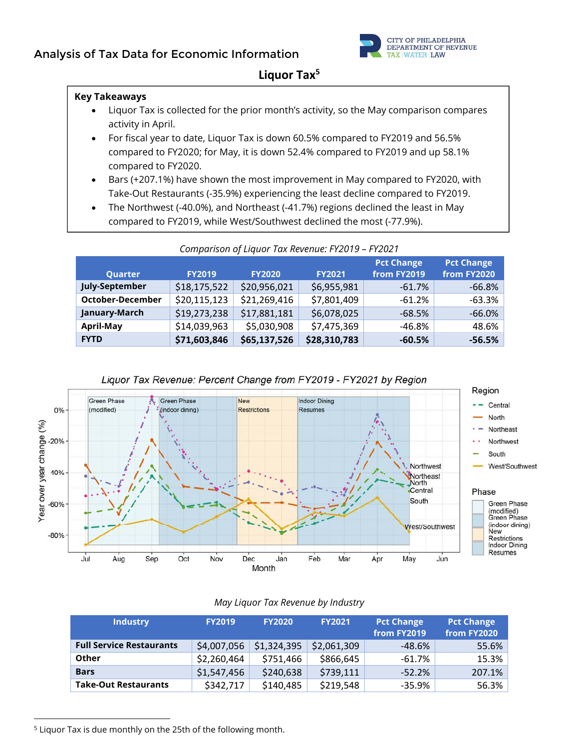Analysis of Tax Data for Economic Information

CITY OF PHILADELPHIA
DEPARTMENT OF REVENUE
TAX | WATER | LAW

## Liquor Tax[5]

**Key Takeaways**

- Liquor Tax is collected for the prior month's activity, so the May comparison compares activity in April.
- For fiscal year to date, Liquor Tax is down 60.5% compared to FY2019 and 56.5% compared to FY2020; for May, it is down 52.4% compared to FY2019 and up 58.1% compared to FY2020.
- Bars (+207.1%) have shown the most improvement in May compared to FY2020, with Take-Out Restaurants (-35.9%) experiencing the least decline compared to FY2019.
- The Northwest (-40.0%), and Northeast (-41.7%) regions declined the least in May compared to FY2019, while West/Southwest declined the most (-77.9%).

*Comparison of Liquor Tax Revenue: FY2019 – FY2021*

| Quarter | FY2019 | FY2020 | FY2021 | Pct Change from FY2019 | Pct Change from FY2020 |
|---|---|---|---|---|---|
| July-September | $18,175,522 | $20,956,021 | $6,955,981 | -61.7% | -66.8% |
| October-December | $20,115,123 | $21,269,416 | $7,801,409 | -61.2% | -63.3% |
| January-March | $19,273,238 | $17,881,181 | $6,078,025 | -68.5% | -66.0% |
| April-May | $14,039,963 | $5,030,908 | $7,475,369 | -46.8% | 48.6% |
| **FYTD** | **$71,603,846** | **$65,137,526** | **$28,310,783** | **-60.5%** | **-56.5%** |

Liquor Tax Revenue: Percent Change from FY2019 - FY2021 by Region

Green Phase (modified)
Green Phase (indoor dining)
New Restrictions
Indoor Dining Resumes

0%
-20%
-40%
-60%
-80%
Year over year change (%)

Jul Aug Sep Oct Nov Dec Jan Feb Mar Apr May Jun
Month

Northwest
Northeast
North
Central
South
West/Southwest

Region
Central
North
Northeast
Northwest
South
West/Southwest

Phase
Green Phase (modified)
Green Phase (indoor dining)
New Restrictions
Indoor Dining Resumes

*May Liquor Tax Revenue by Industry*

| Industry | FY2019 | FY2020 | FY2021 | Pct Change from FY2019 | Pct Change from FY2020 |
|---|---|---|---|---|---|
| **Full Service Restaurants** | $4,007,056 | $1,324,395 | $2,061,309 | -48.6% | 55.6% |
| **Other** | $2,260,464 | $751,466 | $866,645 | -61.7% | 15.3% |
| **Bars** | $1,547,456 | $240,638 | $739,111 | -52.2% | 207.1% |
| **Take-Out Restaurants** | $342,717 | $140,485 | $219,548 | -35.9% | 56.3% |

[5] Liquor Tax is due monthly on the 25th of the following month.